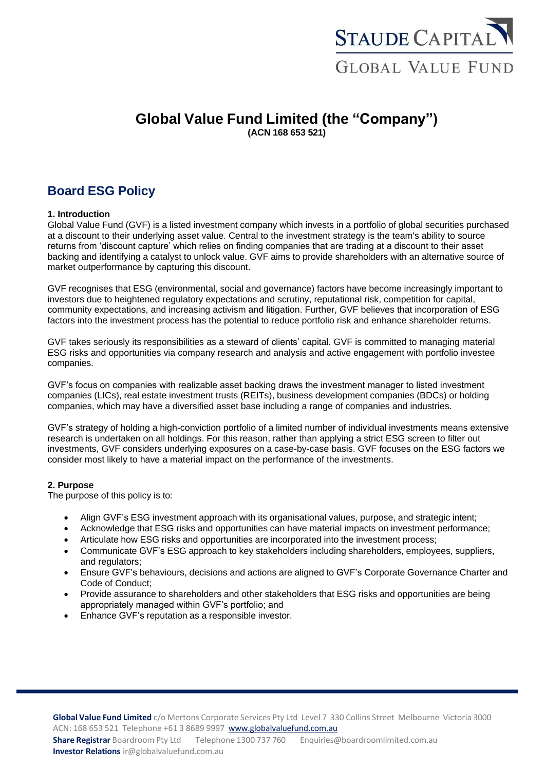# Global Value Fund Limited (the "Company")

**(ACN 168 653 521)**

## Board ESG Policy

**1. Introduction**

Global Value Fund (GVF) is a listed investment company which invests in a portfolio of global securities purchased at a discount to their underlying asset value. Central to the investment strategy is the team's ability to source returns from 'discount capture' which relies on finding companies that are trading at a discount to their asset backing and identifying a catalyst to unlock value. GVF aims to provide shareholders with an alternative source of market outperformance by capturing this discount.

GVF recognises that ESG (environmental, social and governance) factors have become increasingly important to investors due to heightened regulatory expectations and scrutiny, reputational risk, competition for capital, community expectations, and increasing activism and litigation. Further, GVF believes that incorporation of ESG factors into the investment process has the potential to reduce portfolio risk and enhance shareholder returns.

GVF takes seriously its responsibilities as a steward of clients' capital. GVF is committed to managing material ESG risks and opportunities via company research and analysis and active engagement with portfolio investee companies.

GVF's focus on companies with realizable asset backing draws the investment manager to listed investment companies (LICs), real estate investment trusts (REITs), business development companies (BDCs) or holding companies, which may have a diversified asset base including a range of companies and industries.

GVF's strategy of holding a high-conviction portfolio of a limited number of individual investments means extensive research is undertaken on all holdings. For this reason, rather than applying a strict ESG screen to filter out investments, GVF considers underlying exposures on a case-by-case basis. GVF focuses on the ESG factors we consider most likely to have a material impact on the performance of the investments.

**2. Purpose**

The purpose of this policy is to:

- Align GVF's ESG investment approach with its organisational values, purpose, and strategic intent;
- Acknowledge that ESG risks and opportunities can have material impacts on investment performance;
- Articulate how ESG risks and opportunities are incorporated into the investment process;
- Communicate GVF's ESG approach to key stakeholders including shareholders, employees, suppliers, and regulators;
- Ensure GVF's behaviours, decisions and actions are aligned to GVF's Corporate Governance Charter and Code of Conduct;
- Provide assurance to shareholders and other stakeholders that ESG risks and opportunities are being appropriately managed within GVF's portfolio; and
- Enhance GVF's reputation as a responsible investor.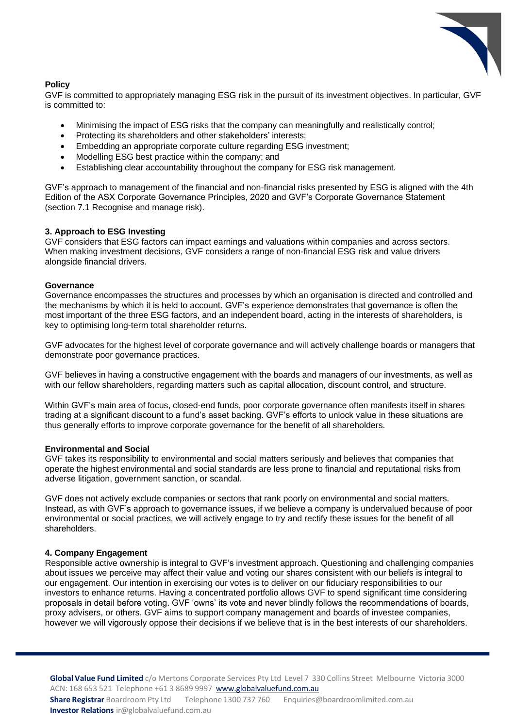**Policy**

GVF is committed to appropriately managing ESG risk in the pursuit of its investment objectives. In particular, GVF is committed to:

- Minimising the impact of ESG risks that the company can meaningfully and realistically control;
- Protecting its shareholders and other stakeholders' interests;
- Embedding an appropriate corporate culture regarding ESG investment;
- Modelling ESG best practice within the company; and
- Establishing clear accountability throughout the company for ESG risk management.

GVF's approach to management of the financial and non-financial risks presented by ESG is aligned with the 4th Edition of the ASX Corporate Governance Principles, 2020 and GVF's Corporate Governance Statement (section 7.1 Recognise and manage risk).

## 3. Approach to ESG Investing

GVF considers that ESG factors can impact earnings and valuations within companies and across sectors. When making investment decisions, GVF considers a range of non-financial ESG risk and value drivers alongside financial drivers.

**Governance**

Governance encompasses the structures and processes by which an organisation is directed and controlled and the mechanisms by which it is held to account. GVF's experience demonstrates that governance is often the most important of the three ESG factors, and an independent board, acting in the interests of shareholders, is key to optimising long-term total shareholder returns.

GVF advocates for the highest level of corporate governance and will actively challenge boards or managers that demonstrate poor governance practices.

GVF believes in having a constructive engagement with the boards and managers of our investments, as well as with our fellow shareholders, regarding matters such as capital allocation, discount control, and structure.

Within GVF's main area of focus, closed-end funds, poor corporate governance often manifests itself in shares trading at a significant discount to a fund's asset backing. GVF's efforts to unlock value in these situations are thus generally efforts to improve corporate governance for the benefit of all shareholders.

**Environmental and Social**

GVF takes its responsibility to environmental and social matters seriously and believes that companies that operate the highest environmental and social standards are less prone to financial and reputational risks from adverse litigation, government sanction, or scandal.

GVF does not actively exclude companies or sectors that rank poorly on environmental and social matters. Instead, as with GVF's approach to governance issues, if we believe a company is undervalued because of poor environmental or social practices, we will actively engage to try and rectify these issues for the benefit of all shareholders.

## 4. Company Engagement

Responsible active ownership is integral to GVF's investment approach. Questioning and challenging companies about issues we perceive may affect their value and voting our shares consistent with our beliefs is integral to our engagement. Our intention in exercising our votes is to deliver on our fiduciary responsibilities to our investors to enhance returns. Having a concentrated portfolio allows GVF to spend significant time considering proposals in detail before voting. GVF 'owns' its vote and never blindly follows the recommendations of boards, proxy advisers, or others. GVF aims to support company management and boards of investee companies, however we will vigorously oppose their decisions if we believe that is in the best interests of our shareholders.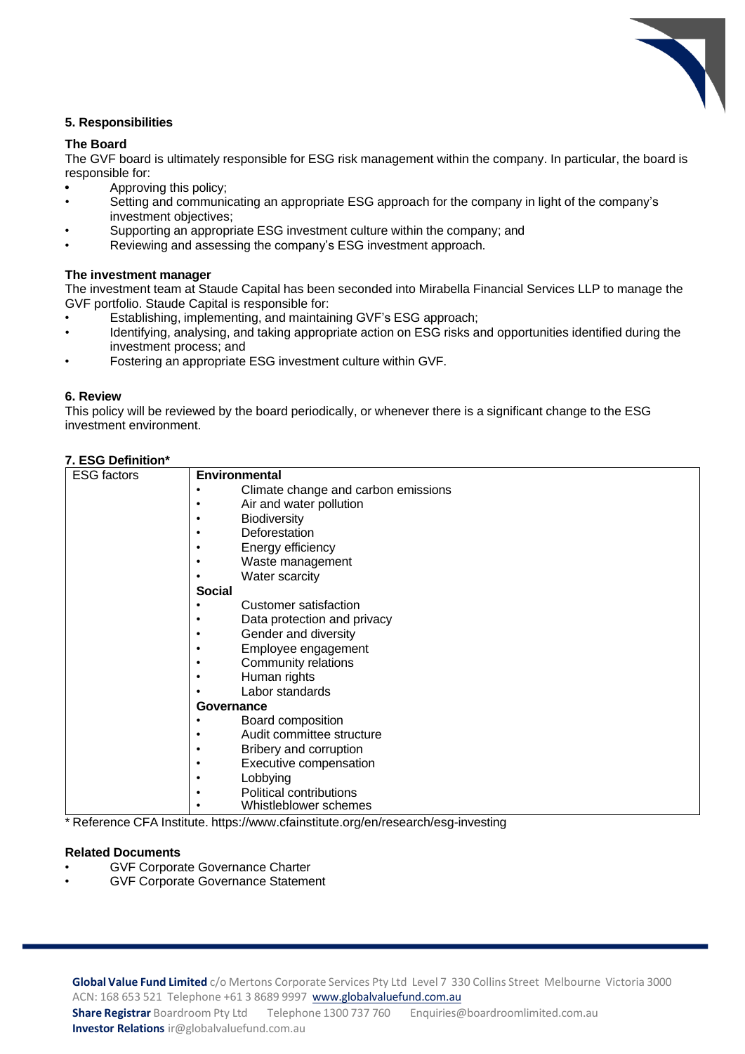### 5. Responsibilities

**The Board**

The GVF board is ultimately responsible for ESG risk management within the company. In particular, the board is responsible for:

- Approving this policy;
- Setting and communicating an appropriate ESG approach for the company in light of the company's investment objectives;
- Supporting an appropriate ESG investment culture within the company; and
- Reviewing and assessing the company's ESG investment approach.

**The investment manager**

The investment team at Staude Capital has been seconded into Mirabella Financial Services LLP to manage the GVF portfolio. Staude Capital is responsible for:

- Establishing, implementing, and maintaining GVF's ESG approach;
- Identifying, analysing, and taking appropriate action on ESG risks and opportunities identified during the investment process; and
- Fostering an appropriate ESG investment culture within GVF.

### 6. Review

This policy will be reviewed by the board periodically, or whenever there is a significant change to the ESG investment environment.

### 7. ESG Definition*

| | |
|---|---|
| ESG factors | **Environmental**<br>• Climate change and carbon emissions<br>• Air and water pollution<br>• Biodiversity<br>• Deforestation<br>• Energy efficiency<br>• Waste management<br>• Water scarcity<br>**Social**<br>• Customer satisfaction<br>• Data protection and privacy<br>• Gender and diversity<br>• Employee engagement<br>• Community relations<br>• Human rights<br>• Labor standards<br>**Governance**<br>• Board composition<br>• Audit committee structure<br>• Bribery and corruption<br>• Executive compensation<br>• Lobbying<br>• Political contributions<br>• Whistleblower schemes |

* Reference CFA Institute. https://www.cfainstitute.org/en/research/esg-investing

**Related Documents**

- GVF Corporate Governance Charter
- GVF Corporate Governance Statement

**Global Value Fund Limited** c/o Mertons Corporate Services Pty Ltd Level 7 330 Collins Street Melbourne Victoria 3000
ACN: 168 653 521 Telephone +61 3 8689 9997 www.globalvaluefund.com.au
**Share Registrar** Boardroom Pty Ltd Telephone 1300 737 760 Enquiries@boardroomlimited.com.au
**Investor Relations** ir@globalvaluefund.com.au